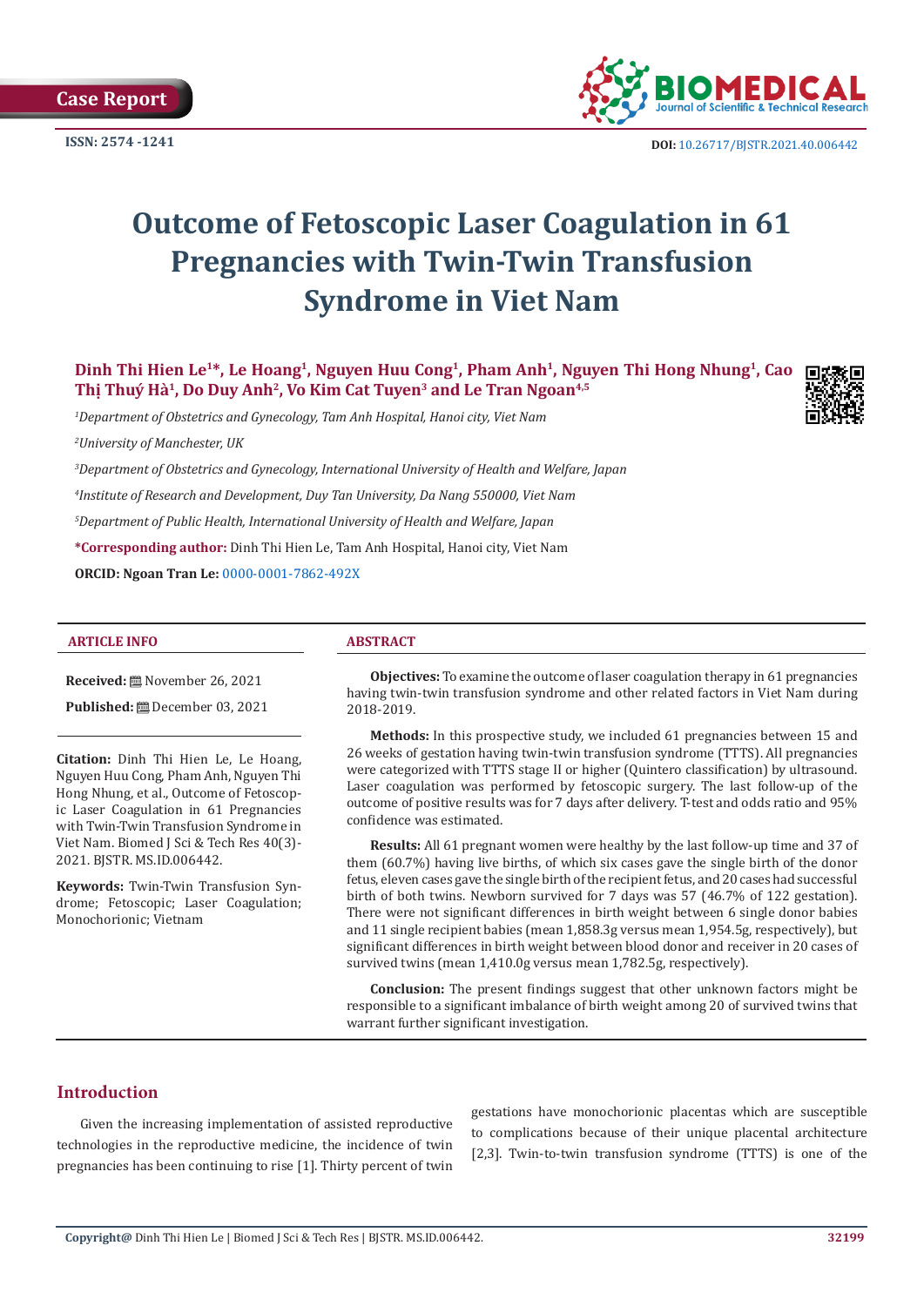Case Report

ISSN: 2574 -1241

DOI: 10.26717/BJSTR.2021.40.006442

# Outcome of Fetoscopic Laser Coagulation in 61 Pregnancies with Twin-Twin Transfusion Syndrome in Viet Nam

**Dinh Thi Hien Le[1]*, Le Hoang[1], Nguyen Huu Cong[1], Pham Anh[1], Nguyen Thi Hong Nhung[1], Cao Thị Thuý Hà[1], Do Duy Anh[2], Vo Kim Cat Tuyen[3] and Le Tran Ngoan[4,5]**

[1]*Department of Obstetrics and Gynecology, Tam Anh Hospital, Hanoi city, Viet Nam*

[2]*University of Manchester, UK*

[3]*Department of Obstetrics and Gynecology, International University of Health and Welfare, Japan*

[4]*Institute of Research and Development, Duy Tan University, Da Nang 550000, Viet Nam*

[5]*Department of Public Health, International University of Health and Welfare, Japan*

**\*Corresponding author:** Dinh Thi Hien Le, Tam Anh Hospital, Hanoi city, Viet Nam

**ORCID: Ngoan Tran Le:** 0000-0001-7862-492X

## ARTICLE INFO

**Received:** November 26, 2021

**Published:** December 03, 2021

**Citation:** Dinh Thi Hien Le, Le Hoang, Nguyen Huu Cong, Pham Anh, Nguyen Thi Hong Nhung, et al., Outcome of Fetoscopic Laser Coagulation in 61 Pregnancies with Twin-Twin Transfusion Syndrome in Viet Nam. Biomed J Sci & Tech Res 40(3)-2021. BJSTR. MS.ID.006442.

**Keywords:** Twin-Twin Transfusion Syndrome; Fetoscopic; Laser Coagulation; Monochorionic; Vietnam

## ABSTRACT

**Objectives:** To examine the outcome of laser coagulation therapy in 61 pregnancies having twin-twin transfusion syndrome and other related factors in Viet Nam during 2018-2019.

**Methods:** In this prospective study, we included 61 pregnancies between 15 and 26 weeks of gestation having twin-twin transfusion syndrome (TTTS). All pregnancies were categorized with TTTS stage II or higher (Quintero classification) by ultrasound. Laser coagulation was performed by fetoscopic surgery. The last follow-up of the outcome of positive results was for 7 days after delivery. T-test and odds ratio and 95% confidence was estimated.

**Results:** All 61 pregnant women were healthy by the last follow-up time and 37 of them (60.7%) having live births, of which six cases gave the single birth of the donor fetus, eleven cases gave the single birth of the recipient fetus, and 20 cases had successful birth of both twins. Newborn survived for 7 days was 57 (46.7% of 122 gestation). There were not significant differences in birth weight between 6 single donor babies and 11 single recipient babies (mean 1,858.3g versus mean 1,954.5g, respectively), but significant differences in birth weight between blood donor and receiver in 20 cases of survived twins (mean 1,410.0g versus mean 1,782.5g, respectively).

**Conclusion:** The present findings suggest that other unknown factors might be responsible to a significant imbalance of birth weight among 20 of survived twins that warrant further significant investigation.

## Introduction

Given the increasing implementation of assisted reproductive technologies in the reproductive medicine, the incidence of twin pregnancies has been continuing to rise [1]. Thirty percent of twin gestations have monochorionic placentas which are susceptible to complications because of their unique placental architecture [2,3]. Twin-to-twin transfusion syndrome (TTTS) is one of the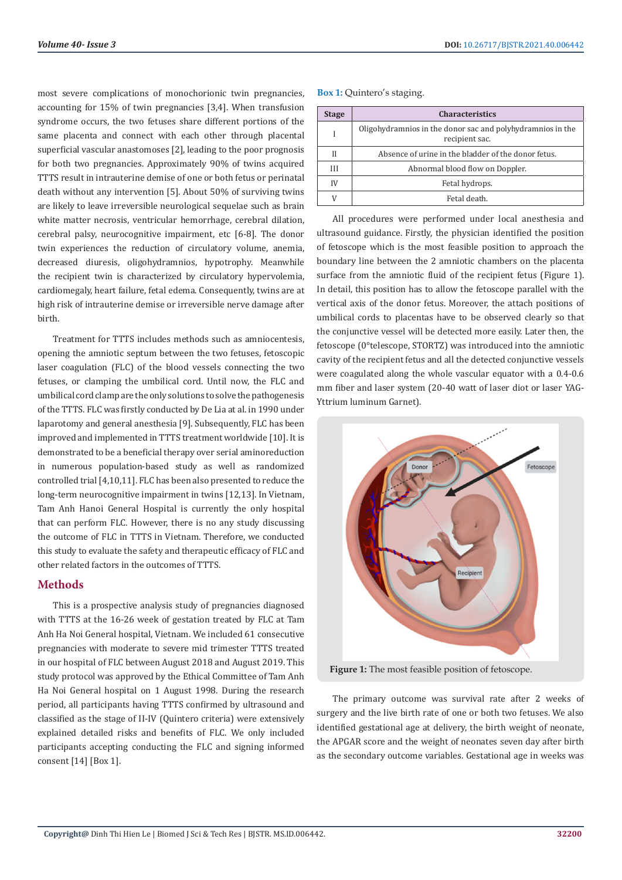most severe complications of monochorionic twin pregnancies, accounting for 15% of twin pregnancies [3,4]. When transfusion syndrome occurs, the two fetuses share different portions of the same placenta and connect with each other through placental superficial vascular anastomoses [2], leading to the poor prognosis for both two pregnancies. Approximately 90% of twins acquired TTTS result in intrauterine demise of one or both fetus or perinatal death without any intervention [5]. About 50% of surviving twins are likely to leave irreversible neurological sequelae such as brain white matter necrosis, ventricular hemorrhage, cerebral dilation, cerebral palsy, neurocognitive impairment, etc [6-8]. The donor twin experiences the reduction of circulatory volume, anemia, decreased diuresis, oligohydramnios, hypotrophy. Meanwhile the recipient twin is characterized by circulatory hypervolemia, cardiomegaly, heart failure, fetal edema. Consequently, twins are at high risk of intrauterine demise or irreversible nerve damage after birth.

Treatment for TTTS includes methods such as amniocentesis, opening the amniotic septum between the two fetuses, fetoscopic laser coagulation (FLC) of the blood vessels connecting the two fetuses, or clamping the umbilical cord. Until now, the FLC and umbilical cord clamp are the only solutions to solve the pathogenesis of the TTTS. FLC was firstly conducted by De Lia at al. in 1990 under laparotomy and general anesthesia [9]. Subsequently, FLC has been improved and implemented in TTTS treatment worldwide [10]. It is demonstrated to be a beneficial therapy over serial aminoreduction in numerous population-based study as well as randomized controlled trial [4,10,11]. FLC has been also presented to reduce the long-term neurocognitive impairment in twins [12,13]. In Vietnam, Tam Anh Hanoi General Hospital is currently the only hospital that can perform FLC. However, there is no any study discussing the outcome of FLC in TTTS in Vietnam. Therefore, we conducted this study to evaluate the safety and therapeutic efficacy of FLC and other related factors in the outcomes of TTTS.

## Methods

This is a prospective analysis study of pregnancies diagnosed with TTTS at the 16-26 week of gestation treated by FLC at Tam Anh Ha Noi General hospital, Vietnam. We included 61 consecutive pregnancies with moderate to severe mid trimester TTTS treated in our hospital of FLC between August 2018 and August 2019. This study protocol was approved by the Ethical Committee of Tam Anh Ha Noi General hospital on 1 August 1998. During the research period, all participants having TTTS confirmed by ultrasound and classified as the stage of II-IV (Quintero criteria) were extensively explained detailed risks and benefits of FLC. We only included participants accepting conducting the FLC and signing informed consent [14] [Box 1].

**Box 1:** Quintero's staging.

| Stage | Characteristics |
|---|---|
| I | Oligohydramnios in the donor sac and polyhydramnios in the recipient sac. |
| II | Absence of urine in the bladder of the donor fetus. |
| III | Abnormal blood flow on Doppler. |
| IV | Fetal hydrops. |
| V | Fetal death. |

All procedures were performed under local anesthesia and ultrasound guidance. Firstly, the physician identified the position of fetoscope which is the most feasible position to approach the boundary line between the 2 amniotic chambers on the placenta surface from the amniotic fluid of the recipient fetus (Figure 1). In detail, this position has to allow the fetoscope parallel with the vertical axis of the donor fetus. Moreover, the attach positions of umbilical cords to placentas have to be observed clearly so that the conjunctive vessel will be detected more easily. Later then, the fetoscope (0°telescope, STORTZ) was introduced into the amniotic cavity of the recipient fetus and all the detected conjunctive vessels were coagulated along the whole vascular equator with a 0.4-0.6 mm fiber and laser system (20-40 watt of laser diot or laser YAG-Yttrium luminum Garnet).

**Figure 1:** The most feasible position of fetoscope.

The primary outcome was survival rate after 2 weeks of surgery and the live birth rate of one or both two fetuses. We also identified gestational age at delivery, the birth weight of neonate, the APGAR score and the weight of neonates seven day after birth as the secondary outcome variables. Gestational age in weeks was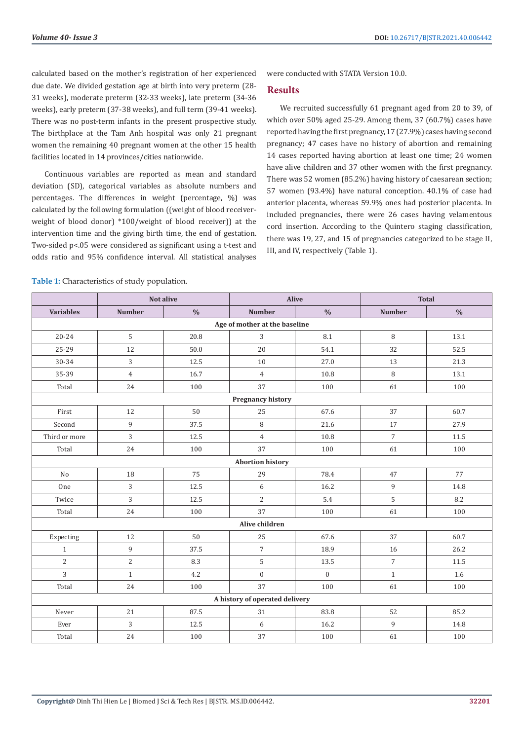calculated based on the mother's registration of her experienced due date. We divided gestation age at birth into very preterm (28-31 weeks), moderate preterm (32-33 weeks), late preterm (34-36 weeks), early preterm (37-38 weeks), and full term (39-41 weeks). There was no post-term infants in the present prospective study. The birthplace at the Tam Anh hospital was only 21 pregnant women the remaining 40 pregnant women at the other 15 health facilities located in 14 provinces/cities nationwide.

Continuous variables are reported as mean and standard deviation (SD), categorical variables as absolute numbers and percentages. The differences in weight (percentage, %) was calculated by the following formulation ((weight of blood receiver-weight of blood donor) *100/weight of blood receiver)) at the intervention time and the giving birth time, the end of gestation. Two-sided p<.05 were considered as significant using a t-test and odds ratio and 95% confidence interval. All statistical analyses were conducted with STATA Version 10.0.

## Results

We recruited successfully 61 pregnant aged from 20 to 39, of which over 50% aged 25-29. Among them, 37 (60.7%) cases have reported having the first pregnancy, 17 (27.9%) cases having second pregnancy; 47 cases have no history of abortion and remaining 14 cases reported having abortion at least one time; 24 women have alive children and 37 other women with the first pregnancy. There was 52 women (85.2%) having history of caesarean section; 57 women (93.4%) have natural conception. 40.1% of case had anterior placenta, whereas 59.9% ones had posterior placenta. In included pregnancies, there were 26 cases having velamentous cord insertion. According to the Quintero staging classification, there was 19, 27, and 15 of pregnancies categorized to be stage II, III, and IV, respectively (Table 1).

**Table 1:** Characteristics of study population.

| | Not alive | | Alive | | Total | |
|---|---|---|---|---|---|---|
| **Variables** | **Number** | **%** | **Number** | **%** | **Number** | **%** |
| **Age of mother at the baseline** | | | | | | |
| 20-24 | 5 | 20.8 | 3 | 8.1 | 8 | 13.1 |
| 25-29 | 12 | 50.0 | 20 | 54.1 | 32 | 52.5 |
| 30-34 | 3 | 12.5 | 10 | 27.0 | 13 | 21.3 |
| 35-39 | 4 | 16.7 | 4 | 10.8 | 8 | 13.1 |
| Total | 24 | 100 | 37 | 100 | 61 | 100 |
| **Pregnancy history** | | | | | | |
| First | 12 | 50 | 25 | 67.6 | 37 | 60.7 |
| Second | 9 | 37.5 | 8 | 21.6 | 17 | 27.9 |
| Third or more | 3 | 12.5 | 4 | 10.8 | 7 | 11.5 |
| Total | 24 | 100 | 37 | 100 | 61 | 100 |
| **Abortion history** | | | | | | |
| No | 18 | 75 | 29 | 78.4 | 47 | 77 |
| One | 3 | 12.5 | 6 | 16.2 | 9 | 14.8 |
| Twice | 3 | 12.5 | 2 | 5.4 | 5 | 8.2 |
| Total | 24 | 100 | 37 | 100 | 61 | 100 |
| **Alive children** | | | | | | |
| Expecting | 12 | 50 | 25 | 67.6 | 37 | 60.7 |
| 1 | 9 | 37.5 | 7 | 18.9 | 16 | 26.2 |
| 2 | 2 | 8.3 | 5 | 13.5 | 7 | 11.5 |
| 3 | 1 | 4.2 | 0 | 0 | 1 | 1.6 |
| Total | 24 | 100 | 37 | 100 | 61 | 100 |
| **A history of operated delivery** | | | | | | |
| Never | 21 | 87.5 | 31 | 83.8 | 52 | 85.2 |
| Ever | 3 | 12.5 | 6 | 16.2 | 9 | 14.8 |
| Total | 24 | 100 | 37 | 100 | 61 | 100 |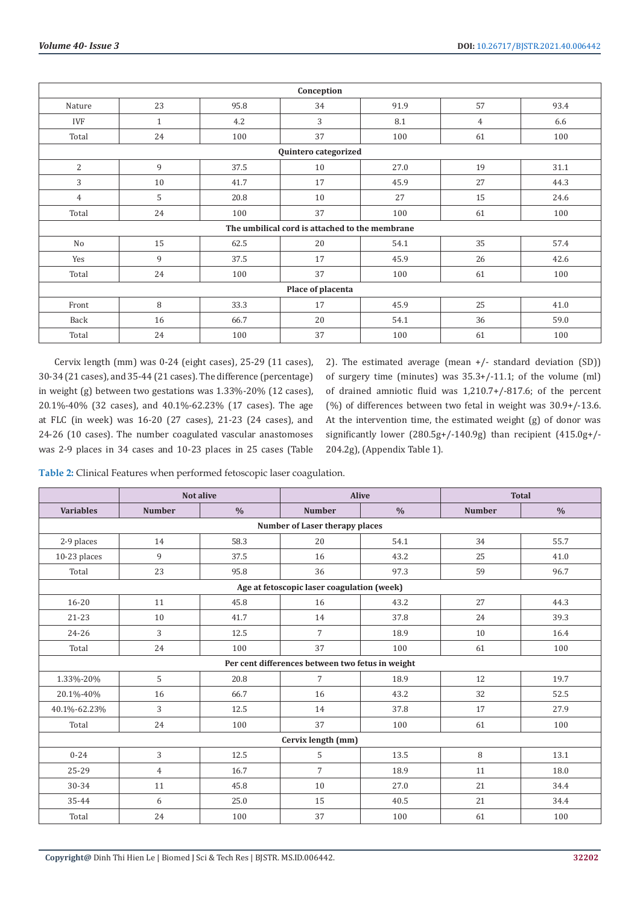| Conception | | | | | | |
|---|---|---|---|---|---|---|
| Nature | 23 | 95.8 | 34 | 91.9 | 57 | 93.4 |
| IVF | 1 | 4.2 | 3 | 8.1 | 4 | 6.6 |
| Total | 24 | 100 | 37 | 100 | 61 | 100 |
| **Quintero categorized** | | | | | | |
| 2 | 9 | 37.5 | 10 | 27.0 | 19 | 31.1 |
| 3 | 10 | 41.7 | 17 | 45.9 | 27 | 44.3 |
| 4 | 5 | 20.8 | 10 | 27 | 15 | 24.6 |
| Total | 24 | 100 | 37 | 100 | 61 | 100 |
| **The umbilical cord is attached to the membrane** | | | | | | |
| No | 15 | 62.5 | 20 | 54.1 | 35 | 57.4 |
| Yes | 9 | 37.5 | 17 | 45.9 | 26 | 42.6 |
| Total | 24 | 100 | 37 | 100 | 61 | 100 |
| **Place of placenta** | | | | | | |
| Front | 8 | 33.3 | 17 | 45.9 | 25 | 41.0 |
| Back | 16 | 66.7 | 20 | 54.1 | 36 | 59.0 |
| Total | 24 | 100 | 37 | 100 | 61 | 100 |

Cervix length (mm) was 0-24 (eight cases), 25-29 (11 cases), 30-34 (21 cases), and 35-44 (21 cases). The difference (percentage) in weight (g) between two gestations was 1.33%-20% (12 cases), 20.1%-40% (32 cases), and 40.1%-62.23% (17 cases). The age at FLC (in week) was 16-20 (27 cases), 21-23 (24 cases), and 24-26 (10 cases). The number coagulated vascular anastomoses was 2-9 places in 34 cases and 10-23 places in 25 cases (Table 2). The estimated average (mean +/- standard deviation (SD)) of surgery time (minutes) was 35.3+/-11.1; of the volume (ml) of drained amniotic fluid was 1,210.7+/-817.6; of the percent (%) of differences between two fetal in weight was 30.9+/-13.6. At the intervention time, the estimated weight (g) of donor was significantly lower (280.5g+/-140.9g) than recipient (415.0g+/-204.2g), (Appendix Table 1).

**Table 2:** Clinical Features when performed fetoscopic laser coagulation.

| | Not alive | | Alive | | Total | |
|---|---|---|---|---|---|---|
| **Variables** | **Number** | **%** | **Number** | **%** | **Number** | **%** |
| **Number of Laser therapy places** | | | | | | |
| 2-9 places | 14 | 58.3 | 20 | 54.1 | 34 | 55.7 |
| 10-23 places | 9 | 37.5 | 16 | 43.2 | 25 | 41.0 |
| Total | 23 | 95.8 | 36 | 97.3 | 59 | 96.7 |
| **Age at fetoscopic laser coagulation (week)** | | | | | | |
| 16-20 | 11 | 45.8 | 16 | 43.2 | 27 | 44.3 |
| 21-23 | 10 | 41.7 | 14 | 37.8 | 24 | 39.3 |
| 24-26 | 3 | 12.5 | 7 | 18.9 | 10 | 16.4 |
| Total | 24 | 100 | 37 | 100 | 61 | 100 |
| **Per cent differences between two fetus in weight** | | | | | | |
| 1.33%-20% | 5 | 20.8 | 7 | 18.9 | 12 | 19.7 |
| 20.1%-40% | 16 | 66.7 | 16 | 43.2 | 32 | 52.5 |
| 40.1%-62.23% | 3 | 12.5 | 14 | 37.8 | 17 | 27.9 |
| Total | 24 | 100 | 37 | 100 | 61 | 100 |
| **Cervix length (mm)** | | | | | | |
| 0-24 | 3 | 12.5 | 5 | 13.5 | 8 | 13.1 |
| 25-29 | 4 | 16.7 | 7 | 18.9 | 11 | 18.0 |
| 30-34 | 11 | 45.8 | 10 | 27.0 | 21 | 34.4 |
| 35-44 | 6 | 25.0 | 15 | 40.5 | 21 | 34.4 |
| Total | 24 | 100 | 37 | 100 | 61 | 100 |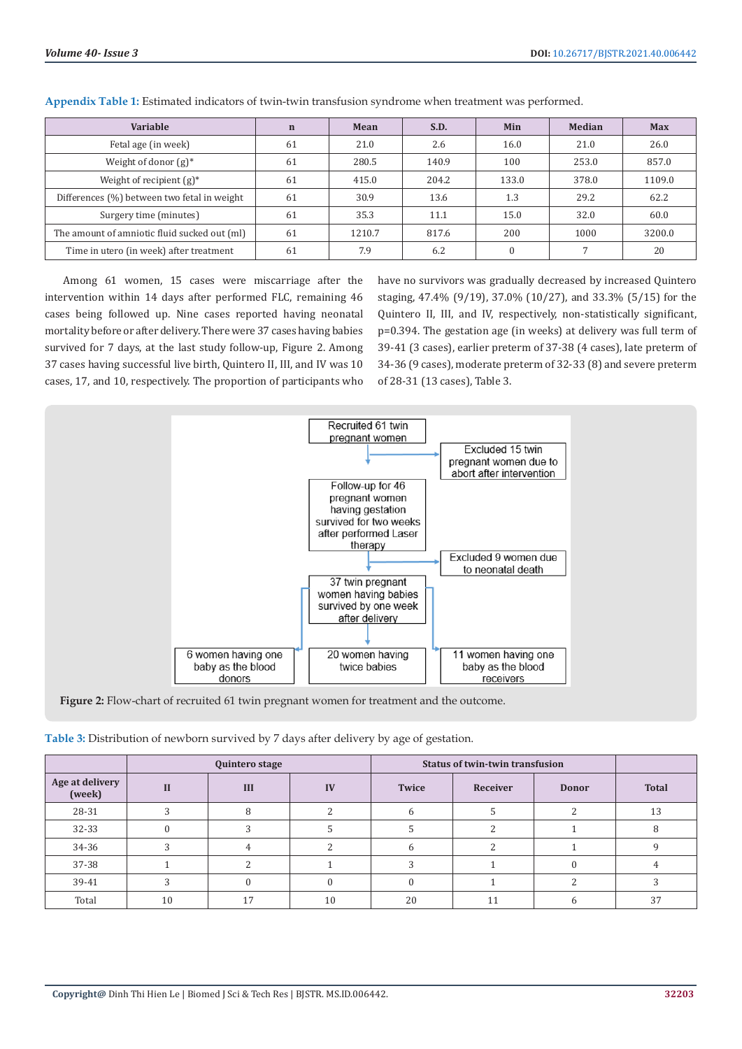**Appendix Table 1:** Estimated indicators of twin-twin transfusion syndrome when treatment was performed.

| Variable | n | Mean | S.D. | Min | Median | Max |
|---|---|---|---|---|---|---|
| Fetal age (in week) | 61 | 21.0 | 2.6 | 16.0 | 21.0 | 26.0 |
| Weight of donor (g)* | 61 | 280.5 | 140.9 | 100 | 253.0 | 857.0 |
| Weight of recipient (g)* | 61 | 415.0 | 204.2 | 133.0 | 378.0 | 1109.0 |
| Differences (%) between two fetal in weight | 61 | 30.9 | 13.6 | 1.3 | 29.2 | 62.2 |
| Surgery time (minutes) | 61 | 35.3 | 11.1 | 15.0 | 32.0 | 60.0 |
| The amount of amniotic fluid sucked out (ml) | 61 | 1210.7 | 817.6 | 200 | 1000 | 3200.0 |
| Time in utero (in week) after treatment | 61 | 7.9 | 6.2 | 0 | 7 | 20 |

Among 61 women, 15 cases were miscarriage after the intervention within 14 days after performed FLC, remaining 46 cases being followed up. Nine cases reported having neonatal mortality before or after delivery. There were 37 cases having babies survived for 7 days, at the last study follow-up, Figure 2. Among 37 cases having successful live birth, Quintero II, III, and IV was 10 cases, 17, and 10, respectively. The proportion of participants who have no survivors was gradually decreased by increased Quintero staging, 47.4% (9/19), 37.0% (10/27), and 33.3% (5/15) for the Quintero II, III, and IV, respectively, non-statistically significant, p=0.394. The gestation age (in weeks) at delivery was full term of 39-41 (3 cases), earlier preterm of 37-38 (4 cases), late preterm of 34-36 (9 cases), moderate preterm of 32-33 (8) and severe preterm of 28-31 (13 cases), Table 3.

**Figure 2:** Flow-chart of recruited 61 twin pregnant women for treatment and the outcome.

**Table 3:** Distribution of newborn survived by 7 days after delivery by age of gestation.

| | Quintero stage | | | Status of twin-twin transfusion | | | |
|---|---|---|---|---|---|---|---|
| Age at delivery (week) | II | III | IV | Twice | Receiver | Donor | Total |
| 28-31 | 3 | 8 | 2 | 6 | 5 | 2 | 13 |
| 32-33 | 0 | 3 | 5 | 5 | 2 | 1 | 8 |
| 34-36 | 3 | 4 | 2 | 6 | 2 | 1 | 9 |
| 37-38 | 1 | 2 | 1 | 3 | 1 | 0 | 4 |
| 39-41 | 3 | 0 | 0 | 0 | 1 | 2 | 3 |
| Total | 10 | 17 | 10 | 20 | 11 | 6 | 37 |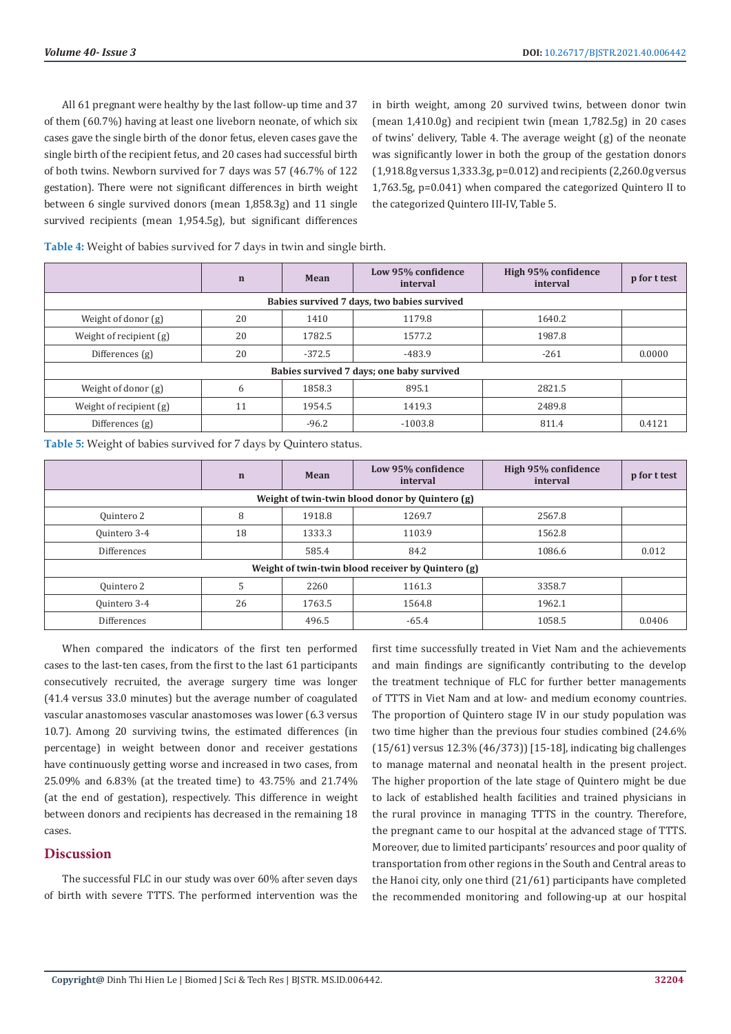All 61 pregnant were healthy by the last follow-up time and 37 of them (60.7%) having at least one liveborn neonate, of which six cases gave the single birth of the donor fetus, eleven cases gave the single birth of the recipient fetus, and 20 cases had successful birth of both twins. Newborn survived for 7 days was 57 (46.7% of 122 gestation). There were not significant differences in birth weight between 6 single survived donors (mean 1,858.3g) and 11 single survived recipients (mean 1,954.5g), but significant differences in birth weight, among 20 survived twins, between donor twin (mean 1,410.0g) and recipient twin (mean 1,782.5g) in 20 cases of twins' delivery, Table 4. The average weight (g) of the neonate was significantly lower in both the group of the gestation donors (1,918.8g versus 1,333.3g, p=0.012) and recipients (2,260.0g versus 1,763.5g, p=0.041) when compared the categorized Quintero II to the categorized Quintero III-IV, Table 5.

**Table 4:** Weight of babies survived for 7 days in twin and single birth.

| | n | Mean | Low 95% confidence interval | High 95% confidence interval | p for t test |
|---|---|---|---|---|---|
| **Babies survived 7 days, two babies survived** | | | | | |
| Weight of donor (g) | 20 | 1410 | 1179.8 | 1640.2 | |
| Weight of recipient (g) | 20 | 1782.5 | 1577.2 | 1987.8 | |
| Differences (g) | 20 | -372.5 | -483.9 | -261 | 0.0000 |
| **Babies survived 7 days; one baby survived** | | | | | |
| Weight of donor (g) | 6 | 1858.3 | 895.1 | 2821.5 | |
| Weight of recipient (g) | 11 | 1954.5 | 1419.3 | 2489.8 | |
| Differences (g) | | -96.2 | -1003.8 | 811.4 | 0.4121 |

**Table 5:** Weight of babies survived for 7 days by Quintero status.

| | n | Mean | Low 95% confidence interval | High 95% confidence interval | p for t test |
|---|---|---|---|---|---|
| **Weight of twin-twin blood donor by Quintero (g)** | | | | | |
| Quintero 2 | 8 | 1918.8 | 1269.7 | 2567.8 | |
| Quintero 3-4 | 18 | 1333.3 | 1103.9 | 1562.8 | |
| Differences | | 585.4 | 84.2 | 1086.6 | 0.012 |
| **Weight of twin-twin blood receiver by Quintero (g)** | | | | | |
| Quintero 2 | 5 | 2260 | 1161.3 | 3358.7 | |
| Quintero 3-4 | 26 | 1763.5 | 1564.8 | 1962.1 | |
| Differences | | 496.5 | -65.4 | 1058.5 | 0.0406 |

When compared the indicators of the first ten performed cases to the last-ten cases, from the first to the last 61 participants consecutively recruited, the average surgery time was longer (41.4 versus 33.0 minutes) but the average number of coagulated vascular anastomoses vascular anastomoses was lower (6.3 versus 10.7). Among 20 surviving twins, the estimated differences (in percentage) in weight between donor and receiver gestations have continuously getting worse and increased in two cases, from 25.09% and 6.83% (at the treated time) to 43.75% and 21.74% (at the end of gestation), respectively. This difference in weight between donors and recipients has decreased in the remaining 18 cases.

## Discussion

The successful FLC in our study was over 60% after seven days of birth with severe TTTS. The performed intervention was the first time successfully treated in Viet Nam and the achievements and main findings are significantly contributing to the develop the treatment technique of FLC for further better managements of TTTS in Viet Nam and at low- and medium economy countries. The proportion of Quintero stage IV in our study population was two time higher than the previous four studies combined (24.6% (15/61) versus 12.3% (46/373)) [15-18], indicating big challenges to manage maternal and neonatal health in the present project. The higher proportion of the late stage of Quintero might be due to lack of established health facilities and trained physicians in the rural province in managing TTTS in the country. Therefore, the pregnant came to our hospital at the advanced stage of TTTS. Moreover, due to limited participants' resources and poor quality of transportation from other regions in the South and Central areas to the Hanoi city, only one third (21/61) participants have completed the recommended monitoring and following-up at our hospital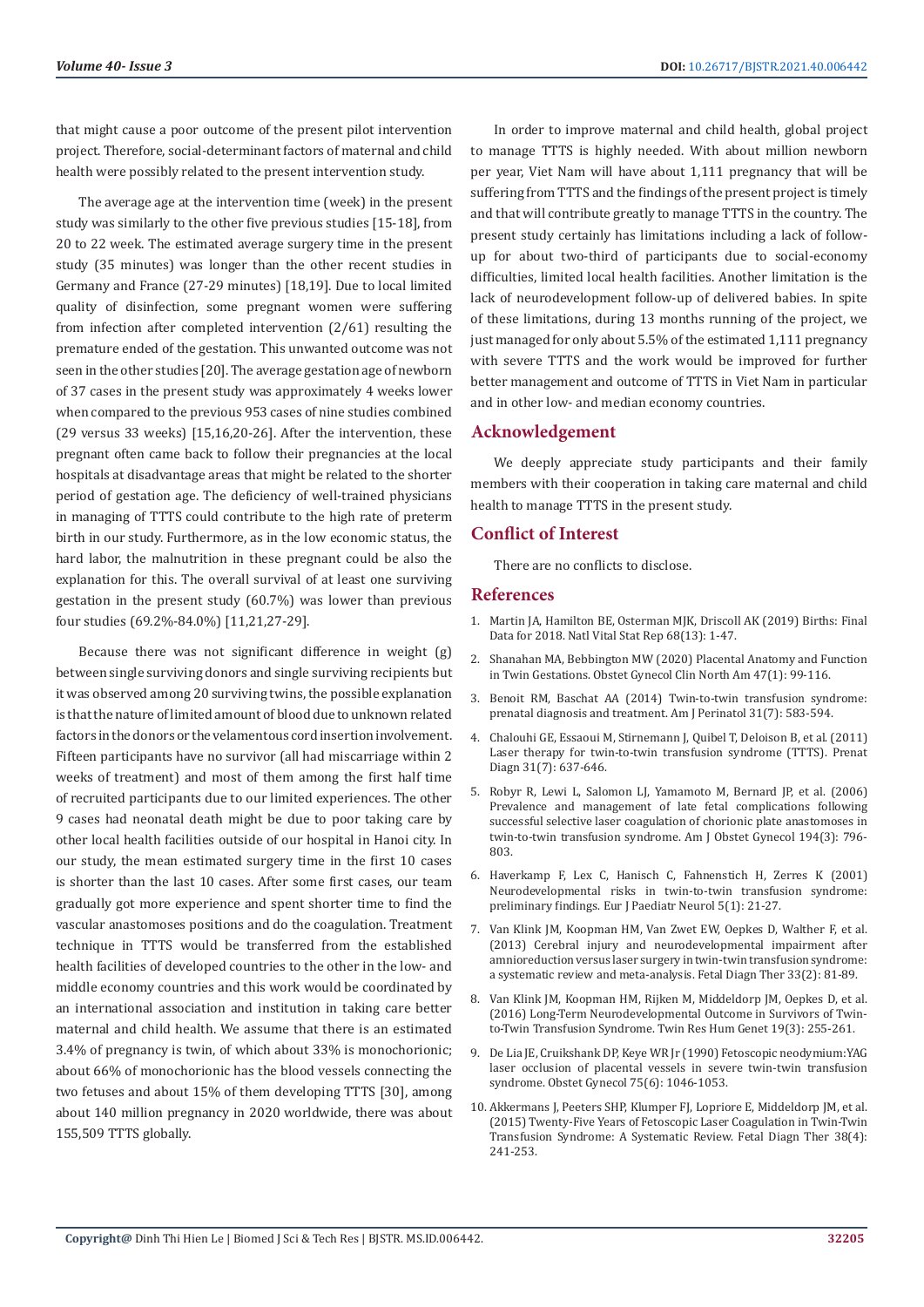that might cause a poor outcome of the present pilot intervention project. Therefore, social-determinant factors of maternal and child health were possibly related to the present intervention study.

The average age at the intervention time (week) in the present study was similarly to the other five previous studies [15-18], from 20 to 22 week. The estimated average surgery time in the present study (35 minutes) was longer than the other recent studies in Germany and France (27-29 minutes) [18,19]. Due to local limited quality of disinfection, some pregnant women were suffering from infection after completed intervention (2/61) resulting the premature ended of the gestation. This unwanted outcome was not seen in the other studies [20]. The average gestation age of newborn of 37 cases in the present study was approximately 4 weeks lower when compared to the previous 953 cases of nine studies combined (29 versus 33 weeks) [15,16,20-26]. After the intervention, these pregnant often came back to follow their pregnancies at the local hospitals at disadvantage areas that might be related to the shorter period of gestation age. The deficiency of well-trained physicians in managing of TTTS could contribute to the high rate of preterm birth in our study. Furthermore, as in the low economic status, the hard labor, the malnutrition in these pregnant could be also the explanation for this. The overall survival of at least one surviving gestation in the present study (60.7%) was lower than previous four studies (69.2%-84.0%) [11,21,27-29].

Because there was not significant difference in weight (g) between single surviving donors and single surviving recipients but it was observed among 20 surviving twins, the possible explanation is that the nature of limited amount of blood due to unknown related factors in the donors or the velamentous cord insertion involvement. Fifteen participants have no survivor (all had miscarriage within 2 weeks of treatment) and most of them among the first half time of recruited participants due to our limited experiences. The other 9 cases had neonatal death might be due to poor taking care by other local health facilities outside of our hospital in Hanoi city. In our study, the mean estimated surgery time in the first 10 cases is shorter than the last 10 cases. After some first cases, our team gradually got more experience and spent shorter time to find the vascular anastomoses positions and do the coagulation. Treatment technique in TTTS would be transferred from the established health facilities of developed countries to the other in the low- and middle economy countries and this work would be coordinated by an international association and institution in taking care better maternal and child health. We assume that there is an estimated 3.4% of pregnancy is twin, of which about 33% is monochorionic; about 66% of monochorionic has the blood vessels connecting the two fetuses and about 15% of them developing TTTS [30], among about 140 million pregnancy in 2020 worldwide, there was about 155,509 TTTS globally.

In order to improve maternal and child health, global project to manage TTTS is highly needed. With about million newborn per year, Viet Nam will have about 1,111 pregnancy that will be suffering from TTTS and the findings of the present project is timely and that will contribute greatly to manage TTTS in the country. The present study certainly has limitations including a lack of follow-up for about two-third of participants due to social-economy difficulties, limited local health facilities. Another limitation is the lack of neurodevelopmental follow-up of delivered babies. In spite of these limitations, during 13 months running of the project, we just managed for only about 5.5% of the estimated 1,111 pregnancy with severe TTTS and the work would be improved for further better management and outcome of TTTS in Viet Nam in particular and in other low- and median economy countries.

## Acknowledgement

We deeply appreciate study participants and their family members with their cooperation in taking care maternal and child health to manage TTTS in the present study.

## Conflict of Interest

There are no conflicts to disclose.

## References

1. Martin JA, Hamilton BE, Osterman MJK, Driscoll AK (2019) Births: Final Data for 2018. Natl Vital Stat Rep 68(13): 1-47.
2. Shanahan MA, Bebbington MW (2020) Placental Anatomy and Function in Twin Gestations. Obstet Gynecol Clin North Am 47(1): 99-116.
3. Benoit RM, Baschat AA (2014) Twin-to-twin transfusion syndrome: prenatal diagnosis and treatment. Am J Perinatol 31(7): 583-594.
4. Chalouhi GE, Essaoui M, Stirnemann J, Quibel T, Deloison B, et al. (2011) Laser therapy for twin-to-twin transfusion syndrome (TTTS). Prenat Diagn 31(7): 637-646.
5. Robyr R, Lewi L, Salomon LJ, Yamamoto M, Bernard JP, et al. (2006) Prevalence and management of late fetal complications following successful selective laser coagulation of chorionic plate anastomoses in twin-to-twin transfusion syndrome. Am J Obstet Gynecol 194(3): 796-803.
6. Haverkamp F, Lex C, Hanisch C, Fahnenstich H, Zerres K (2001) Neurodevelopmental risks in twin-to-twin transfusion syndrome: preliminary findings. Eur J Paediatr Neurol 5(1): 21-27.
7. Van Klink JM, Koopman HM, Van Zwet EW, Oepkes D, Walther F, et al. (2013) Cerebral injury and neurodevelopmental impairment after amnioreduction versus laser surgery in twin-twin transfusion syndrome: a systematic review and meta-analysis. Fetal Diagn Ther 33(2): 81-89.
8. Van Klink JM, Koopman HM, Rijken M, Middeldorp JM, Oepkes D, et al. (2016) Long-Term Neurodevelopmental Outcome in Survivors of Twin-to-Twin Transfusion Syndrome. Twin Res Hum Genet 19(3): 255-261.
9. De Lia JE, Cruikshank DP, Keye WR Jr (1990) Fetoscopic neodymium:YAG laser occlusion of placental vessels in severe twin-twin transfusion syndrome. Obstet Gynecol 75(6): 1046-1053.
10. Akkermans J, Peeters SHP, Klumper FJ, Lopriore E, Middeldorp JM, et al. (2015) Twenty-Five Years of Fetoscopic Laser Coagulation in Twin-Twin Transfusion Syndrome: A Systematic Review. Fetal Diagn Ther 38(4): 241-253.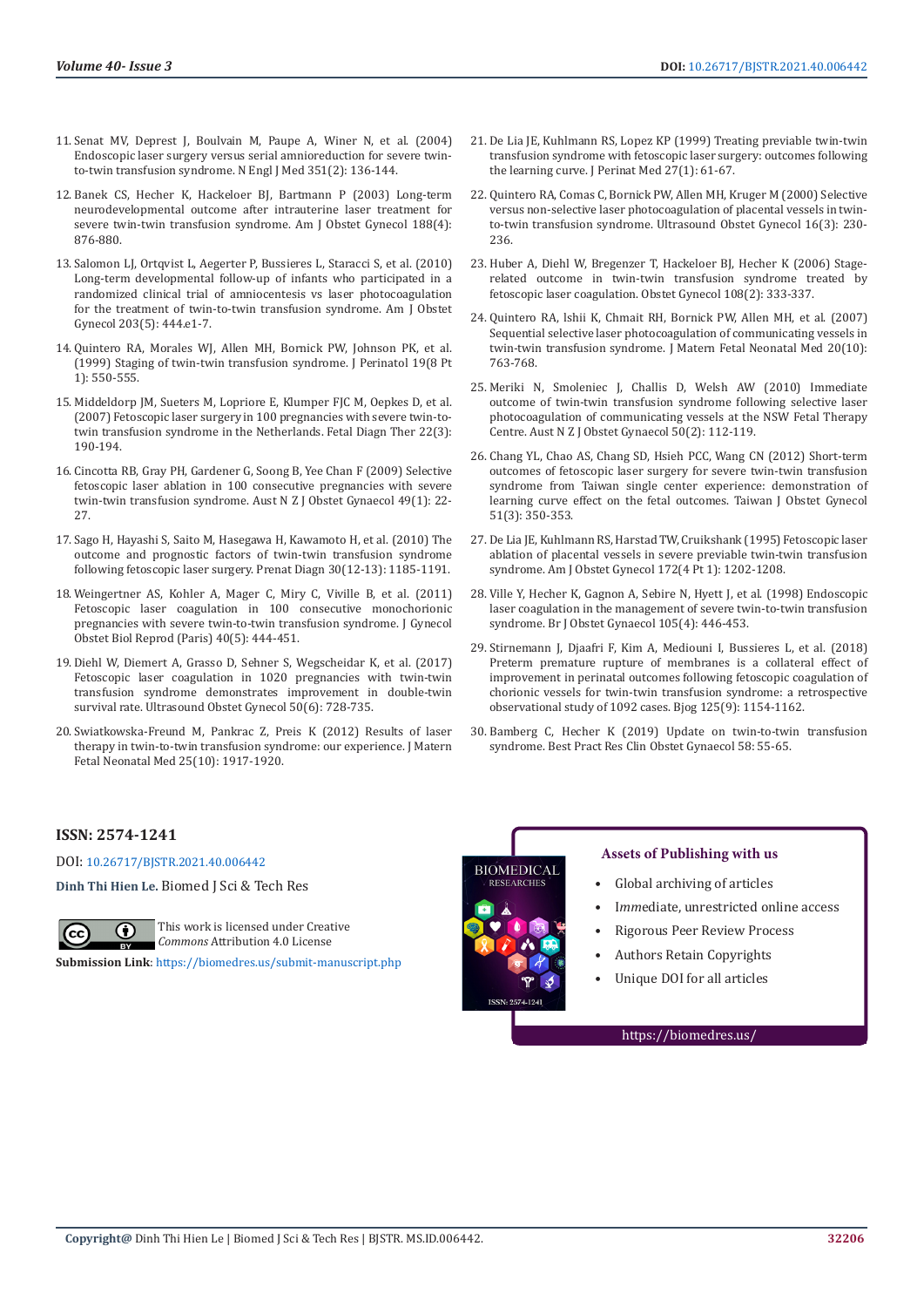11. Senat MV, Deprest J, Boulvain M, Paupe A, Winer N, et al. (2004) Endoscopic laser surgery versus serial amnioreduction for severe twin-to-twin transfusion syndrome. N Engl J Med 351(2): 136-144.
12. Banek CS, Hecher K, Hackeloer BJ, Bartmann P (2003) Long-term neurodevelopmental outcome after intrauterine laser treatment for severe twin-twin transfusion syndrome. Am J Obstet Gynecol 188(4): 876-880.
13. Salomon LJ, Ortqvist L, Aegerter P, Bussieres L, Staracci S, et al. (2010) Long-term developmental follow-up of infants who participated in a randomized clinical trial of amniocentesis vs laser photocoagulation for the treatment of twin-to-twin transfusion syndrome. Am J Obstet Gynecol 203(5): 444.e1-7.
14. Quintero RA, Morales WJ, Allen MH, Bornick PW, Johnson PK, et al. (1999) Staging of twin-twin transfusion syndrome. J Perinatol 19(8 Pt 1): 550-555.
15. Middeldorp JM, Sueters M, Lopriore E, Klumper FJC M, Oepkes D, et al. (2007) Fetoscopic laser surgery in 100 pregnancies with severe twin-to-twin transfusion syndrome in the Netherlands. Fetal Diagn Ther 22(3): 190-194.
16. Cincotta RB, Gray PH, Gardener G, Soong B, Yee Chan F (2009) Selective fetoscopic laser ablation in 100 consecutive pregnancies with severe twin-twin transfusion syndrome. Aust N Z J Obstet Gynaecol 49(1): 22-27.
17. Sago H, Hayashi S, Saito M, Hasegawa H, Kawamoto H, et al. (2010) The outcome and prognostic factors of twin-twin transfusion syndrome following fetoscopic laser surgery. Prenat Diagn 30(12-13): 1185-1191.
18. Weingertner AS, Kohler A, Mager C, Miry C, Viville B, et al. (2011) Fetoscopic laser coagulation in 100 consecutive monochorionic pregnancies with severe twin-to-twin transfusion syndrome. J Gynecol Obstet Biol Reprod (Paris) 40(5): 444-451.
19. Diehl W, Diemert A, Grasso D, Sehner S, Wegscheidar K, et al. (2017) Fetoscopic laser coagulation in 1020 pregnancies with twin-twin transfusion syndrome demonstrates improvement in double-twin survival rate. Ultrasound Obstet Gynecol 50(6): 728-735.
20. Swiatkowska-Freund M, Pankrac Z, Preis K (2012) Results of laser therapy in twin-to-twin transfusion syndrome: our experience. J Matern Fetal Neonatal Med 25(10): 1917-1920.
21. De Lia JE, Kuhlmann RS, Lopez KP (1999) Treating previable twin-twin transfusion syndrome with fetoscopic laser surgery: outcomes following the learning curve. J Perinat Med 27(1): 61-67.
22. Quintero RA, Comas C, Bornick PW, Allen MH, Kruger M (2000) Selective versus non-selective laser photocoagulation of placental vessels in twin-to-twin transfusion syndrome. Ultrasound Obstet Gynecol 16(3): 230-236.
23. Huber A, Diehl W, Bregenzer T, Hackeloer BJ, Hecher K (2006) Stage-related outcome in twin-twin transfusion syndrome treated by fetoscopic laser coagulation. Obstet Gynecol 108(2): 333-337.
24. Quintero RA, Ishii K, Chmait RH, Bornick PW, Allen MH, et al. (2007) Sequential selective laser photocoagulation of communicating vessels in twin-twin transfusion syndrome. J Matern Fetal Neonatal Med 20(10): 763-768.
25. Meriki N, Smoleniec J, Challis D, Welsh AW (2010) Immediate outcome of twin-twin transfusion syndrome following selective laser photocoagulation of communicating vessels at the NSW Fetal Therapy Centre. Aust N Z J Obstet Gynaecol 50(2): 112-119.
26. Chang YL, Chao AS, Chang SD, Hsieh PCC, Wang CN (2012) Short-term outcomes of fetoscopic laser surgery for severe twin-twin transfusion syndrome from Taiwan single center experience: demonstration of learning curve effect on the fetal outcomes. Taiwan J Obstet Gynecol 51(3): 350-353.
27. De Lia JE, Kuhlmann RS, Harstad TW, Cruikshank (1995) Fetoscopic laser ablation of placental vessels in severe previable twin-twin transfusion syndrome. Am J Obstet Gynecol 172(4 Pt 1): 1202-1208.
28. Ville Y, Hecher K, Gagnon A, Sebire N, Hyett J, et al. (1998) Endoscopic laser coagulation in the management of severe twin-to-twin transfusion syndrome. Br J Obstet Gynaecol 105(4): 446-453.
29. Stirnemann J, Djaafri F, Kim A, Mediouni I, Bussieres L, et al. (2018) Preterm premature rupture of membranes is a collateral effect of improvement in perinatal outcomes following fetoscopic coagulation of chorionic vessels for twin-twin transfusion syndrome: a retrospective observational study of 1092 cases. Bjog 125(9): 1154-1162.
30. Bamberg C, Hecher K (2019) Update on twin-to-twin transfusion syndrome. Best Pract Res Clin Obstet Gynaecol 58: 55-65.

**ISSN: 2574-1241**

DOI: 10.26717/BJSTR.2021.40.006442

**Dinh Thi Hien Le.** Biomed J Sci & Tech Res

This work is licensed under Creative *Commons* Attribution 4.0 License

**Submission Link**: https://biomedres.us/submit-manuscript.php

**Assets of Publishing with us**

- Global archiving of articles
- Immediate, unrestricted online access
- Rigorous Peer Review Process
- Authors Retain Copyrights
- Unique DOI for all articles

https://biomedres.us/